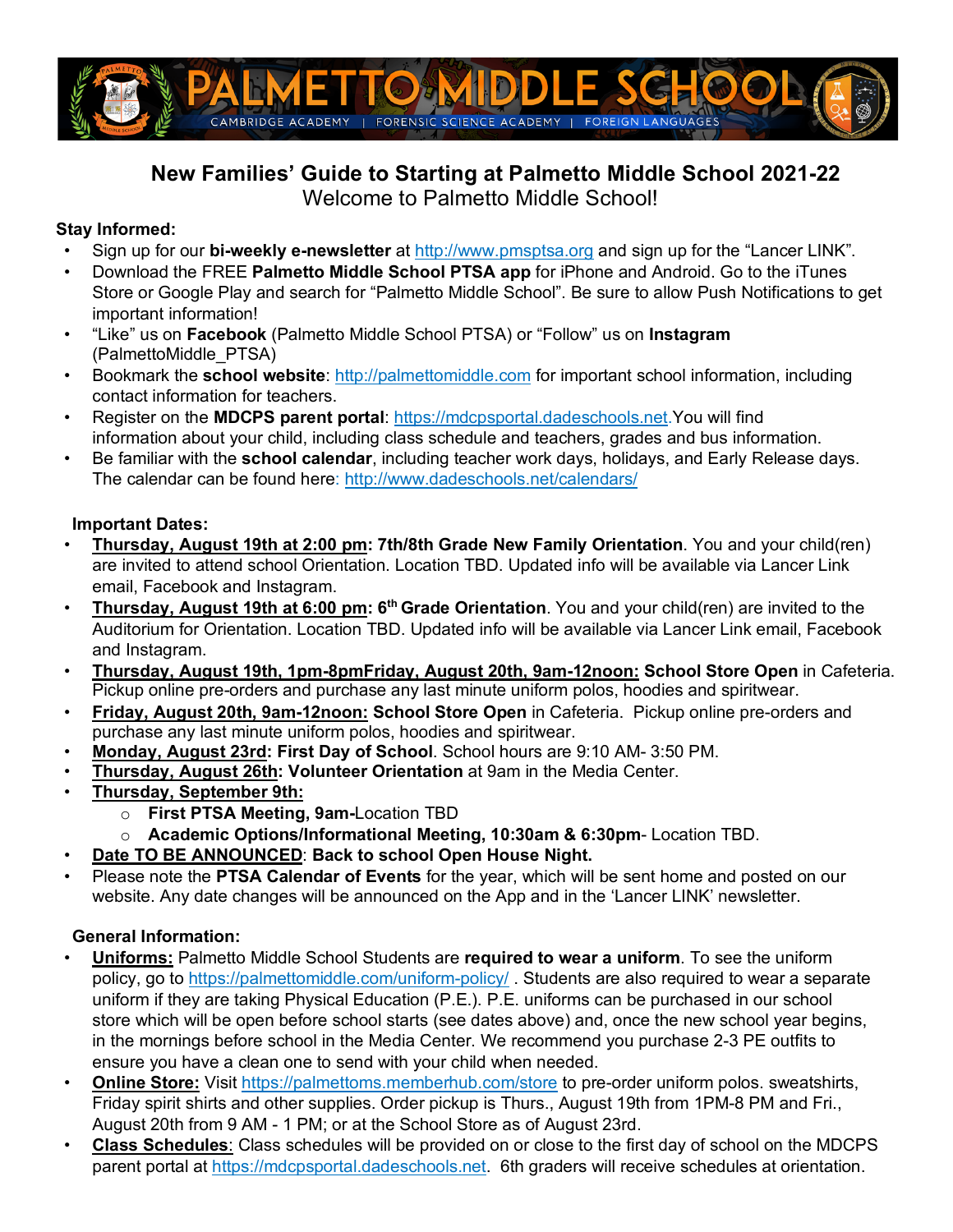# PALMETTO MIDDLE SCHOOL

CAMBRIDGE ACADEMY | FORENSIC SCIENCE ACADEMY | FOREIGN LANGUAGES

## New Families' Guide to Starting at Palmetto Middle School 2021-22

Welcome to Palmetto Middle School!

### Stay Informed:

- Sign up for our **bi-weekly e-newsletter** at http://www.pmsptsa.org and sign up for the "Lancer LINK".
- Download the FREE **Palmetto Middle School PTSA app** for iPhone and Android. Go to the iTunes Store or Google Play and search for "Palmetto Middle School". Be sure to allow Push Notifications to get important information!
- "Like" us on **Facebook** (Palmetto Middle School PTSA) or "Follow" us on **Instagram** (PalmettoMiddle_PTSA)
- Bookmark the **school website**: http://palmettomiddle.com for important school information, including contact information for teachers.
- Register on the **MDCPS parent portal**: https://mdcpsportal.dadeschools.net.You will find information about your child, including class schedule and teachers, grades and bus information.
- Be familiar with the **school calendar**, including teacher work days, holidays, and Early Release days. The calendar can be found here: http://www.dadeschools.net/calendars/

### Important Dates:

- **Thursday, August 19th at 2:00 pm: 7th/8th Grade New Family Orientation**. You and your child(ren) are invited to attend school Orientation. Location TBD. Updated info will be available via Lancer Link email, Facebook and Instagram.
- **Thursday, August 19th at 6:00 pm: 6th Grade Orientation**. You and your child(ren) are invited to the Auditorium for Orientation. Location TBD. Updated info will be available via Lancer Link email, Facebook and Instagram.
- **Thursday, August 19th, 1pm-8pmFriday, August 20th, 9am-12noon: School Store Open** in Cafeteria. Pickup online pre-orders and purchase any last minute uniform polos, hoodies and spiritwear.
- **Friday, August 20th, 9am-12noon: School Store Open** in Cafeteria. Pickup online pre-orders and purchase any last minute uniform polos, hoodies and spiritwear.
- **Monday, August 23rd: First Day of School**. School hours are 9:10 AM- 3:50 PM.
- **Thursday, August 26th: Volunteer Orientation** at 9am in the Media Center.
- **Thursday, September 9th:**
  - **First PTSA Meeting, 9am-**Location TBD
  - **Academic Options/Informational Meeting, 10:30am & 6:30pm**- Location TBD.
- **Date TO BE ANNOUNCED**: **Back to school Open House Night.**
- Please note the **PTSA Calendar of Events** for the year, which will be sent home and posted on our website. Any date changes will be announced on the App and in the 'Lancer LINK' newsletter.

### General Information:

- **Uniforms:** Palmetto Middle School Students are **required to wear a uniform**. To see the uniform policy, go to https://palmettomiddle.com/uniform-policy/ . Students are also required to wear a separate uniform if they are taking Physical Education (P.E.). P.E. uniforms can be purchased in our school store which will be open before school starts (see dates above) and, once the new school year begins, in the mornings before school in the Media Center. We recommend you purchase 2-3 PE outfits to ensure you have a clean one to send with your child when needed.
- **Online Store:** Visit https://palmettoms.memberhub.com/store to pre-order uniform polos. sweatshirts, Friday spirit shirts and other supplies. Order pickup is Thurs., August 19th from 1PM-8 PM and Fri., August 20th from 9 AM - 1 PM; or at the School Store as of August 23rd.
- **Class Schedules**: Class schedules will be provided on or close to the first day of school on the MDCPS parent portal at https://mdcpsportal.dadeschools.net. 6th graders will receive schedules at orientation.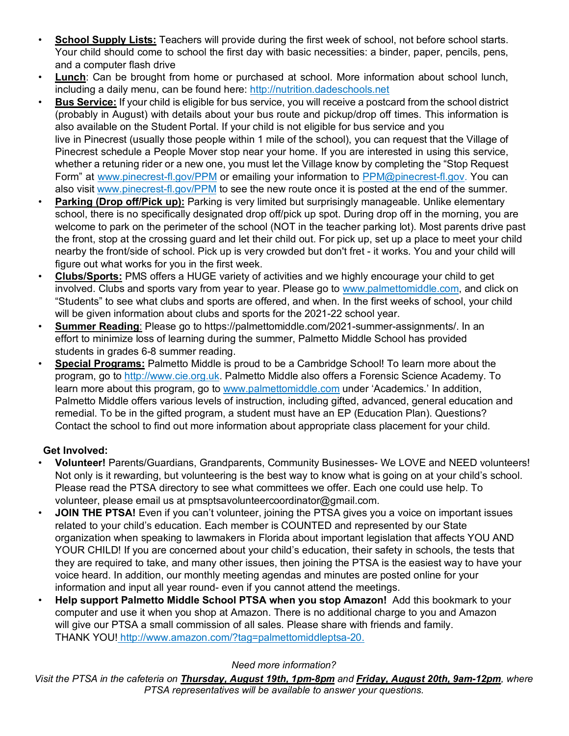- **School Supply Lists:** Teachers will provide during the first week of school, not before school starts. Your child should come to school the first day with basic necessities: a binder, paper, pencils, pens, and a computer flash drive
- **Lunch**: Can be brought from home or purchased at school. More information about school lunch, including a daily menu, can be found here: http://nutrition.dadeschools.net
- **Bus Service:** If your child is eligible for bus service, you will receive a postcard from the school district (probably in August) with details about your bus route and pickup/drop off times. This information is also available on the Student Portal. If your child is not eligible for bus service and you live in Pinecrest (usually those people within 1 mile of the school), you can request that the Village of Pinecrest schedule a People Mover stop near your home. If you are interested in using this service, whether a retuning rider or a new one, you must let the Village know by completing the "Stop Request Form" at www.pinecrest-fl.gov/PPM or emailing your information to PPM@pinecrest-fl.gov. You can also visit www.pinecrest-fl.gov/PPM to see the new route once it is posted at the end of the summer.
- **Parking (Drop off/Pick up):** Parking is very limited but surprisingly manageable. Unlike elementary school, there is no specifically designated drop off/pick up spot. During drop off in the morning, you are welcome to park on the perimeter of the school (NOT in the teacher parking lot). Most parents drive past the front, stop at the crossing guard and let their child out. For pick up, set up a place to meet your child nearby the front/side of school. Pick up is very crowded but don't fret - it works. You and your child will figure out what works for you in the first week.
- **Clubs/Sports:** PMS offers a HUGE variety of activities and we highly encourage your child to get involved. Clubs and sports vary from year to year. Please go to www.palmettomiddle.com, and click on "Students" to see what clubs and sports are offered, and when. In the first weeks of school, your child will be given information about clubs and sports for the 2021-22 school year.
- **Summer Reading**: Please go to https://palmettomiddle.com/2021-summer-assignments/. In an effort to minimize loss of learning during the summer, Palmetto Middle School has provided students in grades 6-8 summer reading.
- **Special Programs:** Palmetto Middle is proud to be a Cambridge School! To learn more about the program, go to http://www.cie.org.uk. Palmetto Middle also offers a Forensic Science Academy. To learn more about this program, go to www.palmettomiddle.com under 'Academics.' In addition, Palmetto Middle offers various levels of instruction, including gifted, advanced, general education and remedial. To be in the gifted program, a student must have an EP (Education Plan). Questions? Contact the school to find out more information about appropriate class placement for your child.

**Get Involved:**

- **Volunteer!** Parents/Guardians, Grandparents, Community Businesses- We LOVE and NEED volunteers! Not only is it rewarding, but volunteering is the best way to know what is going on at your child's school. Please read the PTSA directory to see what committees we offer. Each one could use help. To volunteer, please email us at pmsptsavolunteercoordinator@gmail.com.
- **JOIN THE PTSA!** Even if you can't volunteer, joining the PTSA gives you a voice on important issues related to your child's education. Each member is COUNTED and represented by our State organization when speaking to lawmakers in Florida about important legislation that affects YOU AND YOUR CHILD! If you are concerned about your child's education, their safety in schools, the tests that they are required to take, and many other issues, then joining the PTSA is the easiest way to have your voice heard. In addition, our monthly meeting agendas and minutes are posted online for your information and input all year round- even if you cannot attend the meetings.
- **Help support Palmetto Middle School PTSA when you stop Amazon!** Add this bookmark to your computer and use it when you shop at Amazon. There is no additional charge to you and Amazon will give our PTSA a small commission of all sales. Please share with friends and family. THANK YOU! http://www.amazon.com/?tag=palmettomiddleptsa-20.

*Need more information?*

*Visit the PTSA in the cafeteria on **Thursday, August 19th, 1pm-8pm** and **Friday, August 20th, 9am-12pm**, where PTSA representatives will be available to answer your questions.*